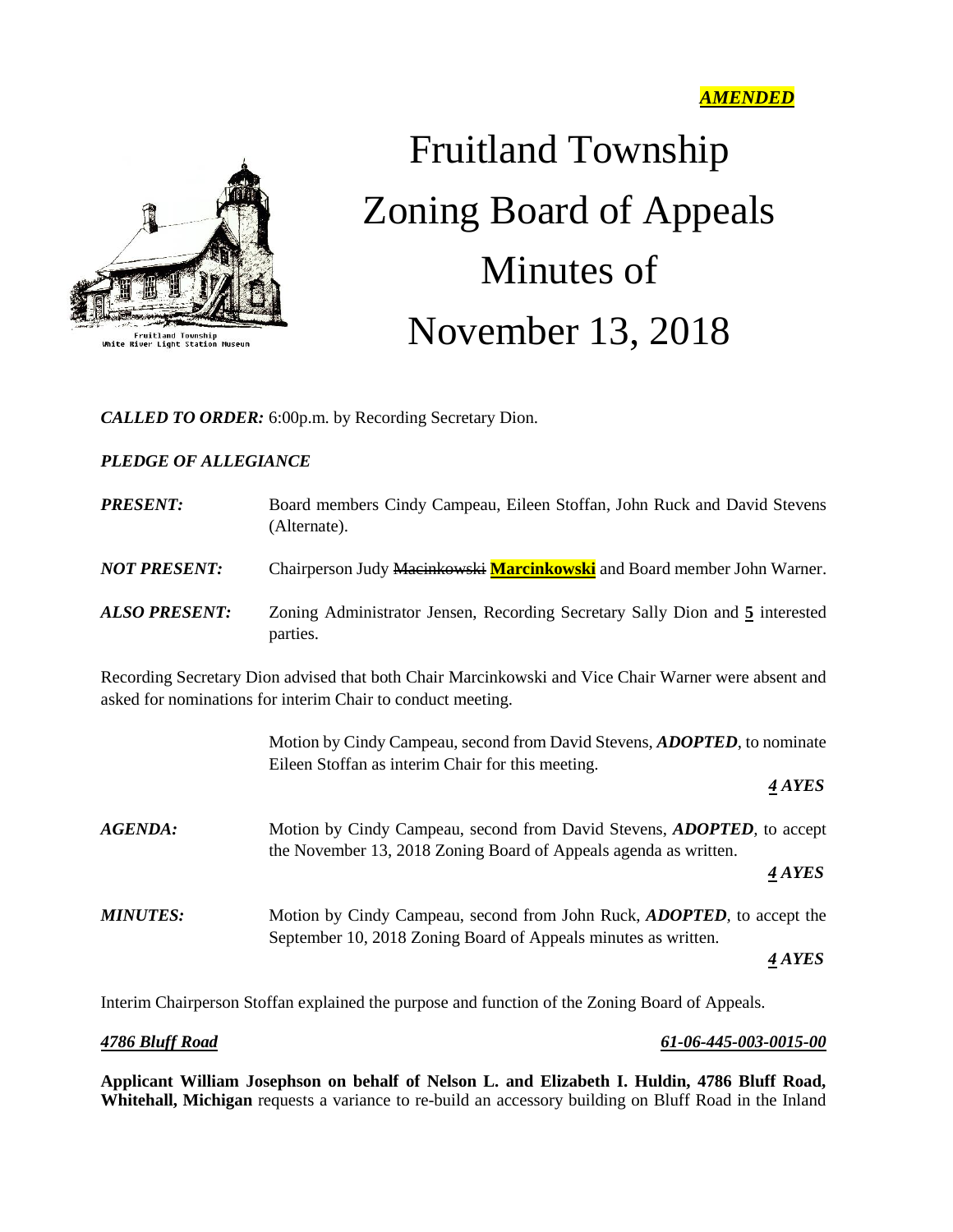***AMENDED***

# Fruitland Township
# Zoning Board of Appeals
# Minutes of
# November 13, 2018

Fruitland Township
White River Light Station Museum

***CALLED TO ORDER:*** 6:00p.m. by Recording Secretary Dion.

***PLEDGE OF ALLEGIANCE***

***PRESENT:*** Board members Cindy Campeau, Eileen Stoffan, John Ruck and David Stevens (Alternate).

***NOT PRESENT:*** Chairperson Judy ~~Macinkowski~~ **Marcinkowski** and Board member John Warner.

***ALSO PRESENT:*** Zoning Administrator Jensen, Recording Secretary Sally Dion and **5** interested parties.

Recording Secretary Dion advised that both Chair Marcinkowski and Vice Chair Warner were absent and asked for nominations for interim Chair to conduct meeting.

Motion by Cindy Campeau, second from David Stevens, ***ADOPTED***, to nominate Eileen Stoffan as interim Chair for this meeting.

***4 AYES***

***AGENDA:*** Motion by Cindy Campeau, second from David Stevens, ***ADOPTED***, to accept the November 13, 2018 Zoning Board of Appeals agenda as written.

***4 AYES***

***MINUTES:*** Motion by Cindy Campeau, second from John Ruck, ***ADOPTED***, to accept the September 10, 2018 Zoning Board of Appeals minutes as written.

***4 AYES***

Interim Chairperson Stoffan explained the purpose and function of the Zoning Board of Appeals.

***4786 Bluff Road*** ***61-06-445-003-0015-00***

**Applicant William Josephson on behalf of Nelson L. and Elizabeth I. Huldin, 4786 Bluff Road, Whitehall, Michigan** requests a variance to re-build an accessory building on Bluff Road in the Inland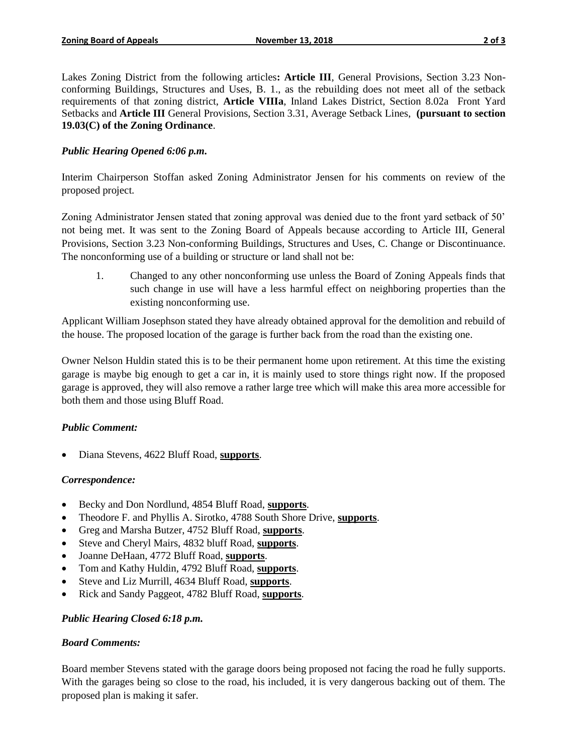Lakes Zoning District from the following articles**: Article III**, General Provisions, Section 3.23 Non-conforming Buildings, Structures and Uses, B. 1., as the rebuilding does not meet all of the setback requirements of that zoning district, **Article VIIIa**, Inland Lakes District, Section 8.02a Front Yard Setbacks and **Article III** General Provisions, Section 3.31, Average Setback Lines, **(pursuant to section 19.03(C) of the Zoning Ordinance**.

***Public Hearing Opened 6:06 p.m.***

Interim Chairperson Stoffan asked Zoning Administrator Jensen for his comments on review of the proposed project.

Zoning Administrator Jensen stated that zoning approval was denied due to the front yard setback of 50' not being met. It was sent to the Zoning Board of Appeals because according to Article III, General Provisions, Section 3.23 Non-conforming Buildings, Structures and Uses, C. Change or Discontinuance. The nonconforming use of a building or structure or land shall not be:

1. Changed to any other nonconforming use unless the Board of Zoning Appeals finds that such change in use will have a less harmful effect on neighboring properties than the existing nonconforming use.

Applicant William Josephson stated they have already obtained approval for the demolition and rebuild of the house. The proposed location of the garage is further back from the road than the existing one.

Owner Nelson Huldin stated this is to be their permanent home upon retirement. At this time the existing garage is maybe big enough to get a car in, it is mainly used to store things right now. If the proposed garage is approved, they will also remove a rather large tree which will make this area more accessible for both them and those using Bluff Road.

***Public Comment:***

- Diana Stevens, 4622 Bluff Road, **supports**.

***Correspondence:***

- Becky and Don Nordlund, 4854 Bluff Road, **supports**.
- Theodore F. and Phyllis A. Sirotko, 4788 South Shore Drive, **supports**.
- Greg and Marsha Butzer, 4752 Bluff Road, **supports**.
- Steve and Cheryl Mairs, 4832 bluff Road, **supports**.
- Joanne DeHaan, 4772 Bluff Road, **supports**.
- Tom and Kathy Huldin, 4792 Bluff Road, **supports**.
- Steve and Liz Murrill, 4634 Bluff Road, **supports**.
- Rick and Sandy Paggeot, 4782 Bluff Road, **supports**.

***Public Hearing Closed 6:18 p.m.***

***Board Comments:***

Board member Stevens stated with the garage doors being proposed not facing the road he fully supports. With the garages being so close to the road, his included, it is very dangerous backing out of them. The proposed plan is making it safer.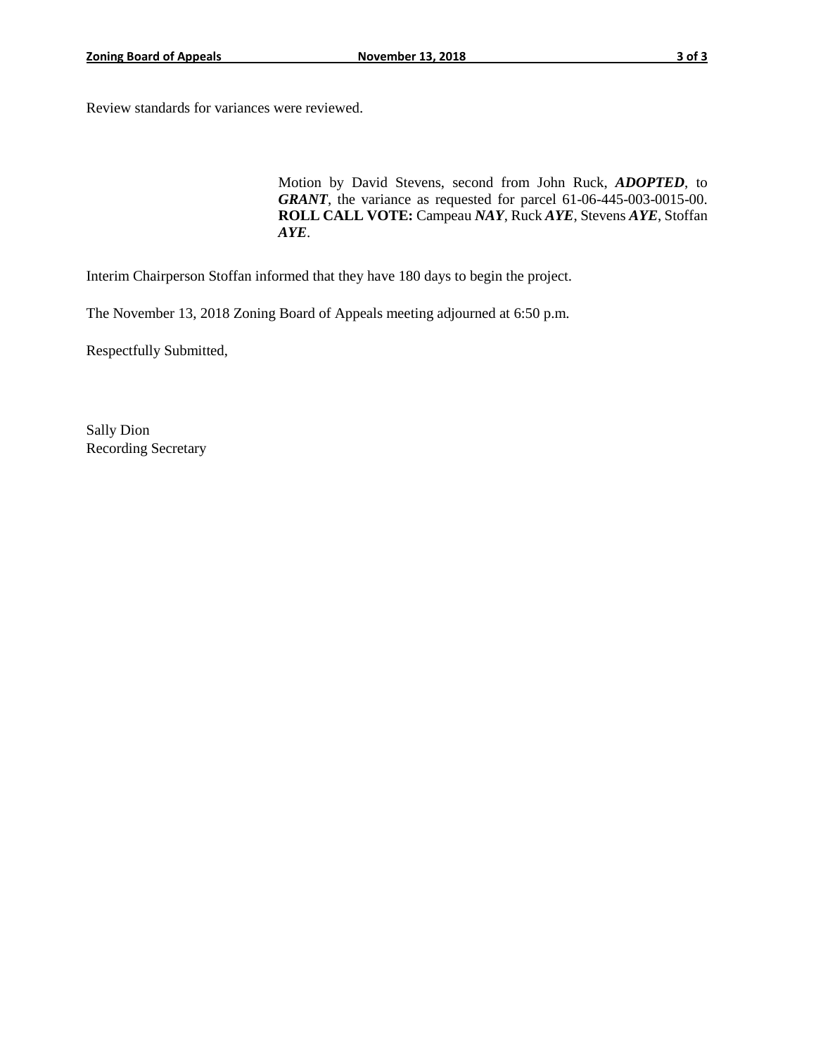Review standards for variances were reviewed.

Motion by David Stevens, second from John Ruck, ***ADOPTED***, to ***GRANT***, the variance as requested for parcel 61-06-445-003-0015-00. **ROLL CALL VOTE:** Campeau ***NAY***, Ruck ***AYE***, Stevens ***AYE***, Stoffan ***AYE***.

Interim Chairperson Stoffan informed that they have 180 days to begin the project.

The November 13, 2018 Zoning Board of Appeals meeting adjourned at 6:50 p.m.

Respectfully Submitted,

Sally Dion
Recording Secretary